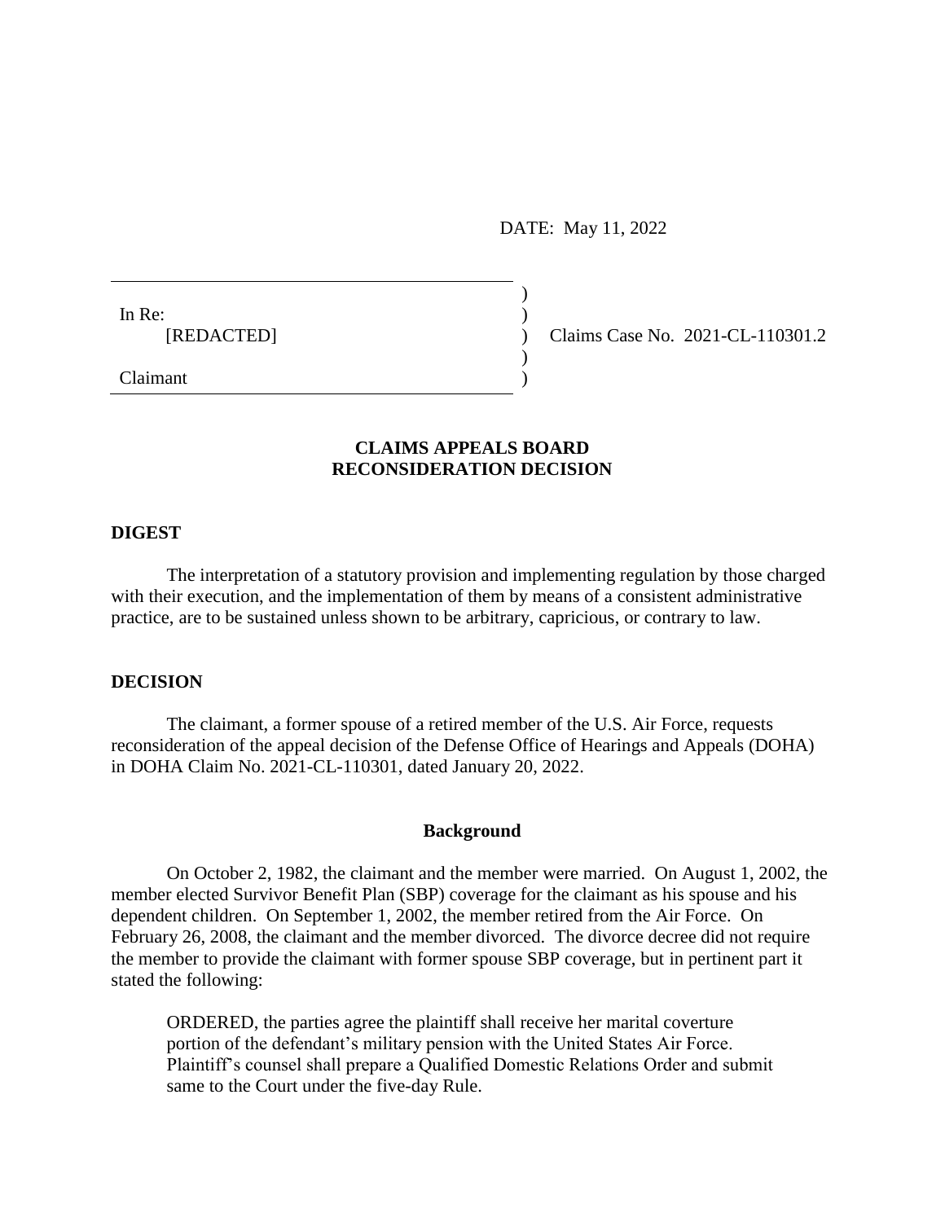DATE: May 11, 2022

In Re:
[REDACTED]

Claimant

Claims Case No. 2021-CL-110301.2

## CLAIMS APPEALS BOARD
## RECONSIDERATION DECISION

### DIGEST

The interpretation of a statutory provision and implementing regulation by those charged with their execution, and the implementation of them by means of a consistent administrative practice, are to be sustained unless shown to be arbitrary, capricious, or contrary to law.

### DECISION

The claimant, a former spouse of a retired member of the U.S. Air Force, requests reconsideration of the appeal decision of the Defense Office of Hearings and Appeals (DOHA) in DOHA Claim No. 2021-CL-110301, dated January 20, 2022.

#### Background

On October 2, 1982, the claimant and the member were married. On August 1, 2002, the member elected Survivor Benefit Plan (SBP) coverage for the claimant as his spouse and his dependent children. On September 1, 2002, the member retired from the Air Force. On February 26, 2008, the claimant and the member divorced. The divorce decree did not require the member to provide the claimant with former spouse SBP coverage, but in pertinent part it stated the following:

> ORDERED, the parties agree the plaintiff shall receive her marital coverture portion of the defendant's military pension with the United States Air Force. Plaintiff's counsel shall prepare a Qualified Domestic Relations Order and submit same to the Court under the five-day Rule.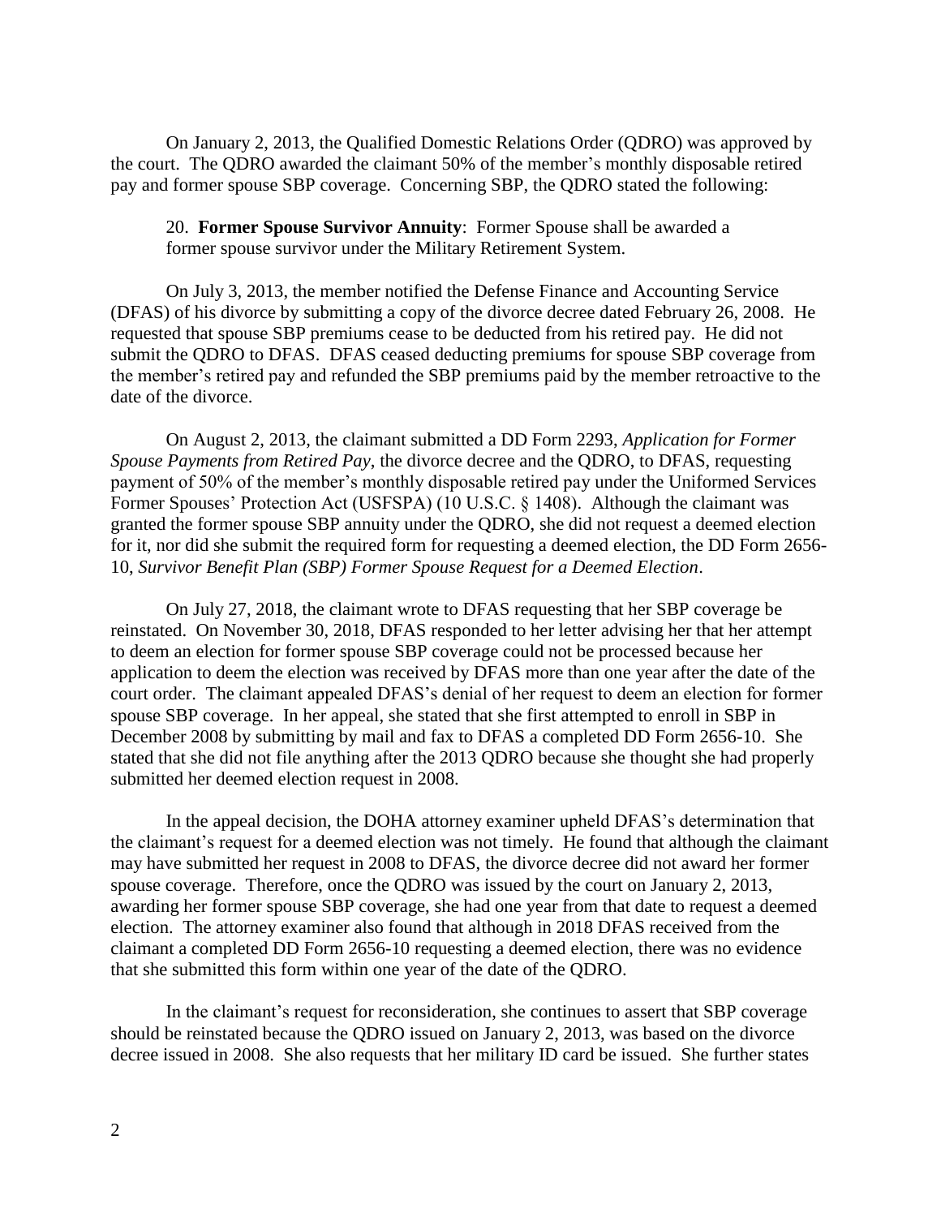On January 2, 2013, the Qualified Domestic Relations Order (QDRO) was approved by the court. The QDRO awarded the claimant 50% of the member's monthly disposable retired pay and former spouse SBP coverage. Concerning SBP, the QDRO stated the following:

> 20. **Former Spouse Survivor Annuity**: Former Spouse shall be awarded a former spouse survivor under the Military Retirement System.

On July 3, 2013, the member notified the Defense Finance and Accounting Service (DFAS) of his divorce by submitting a copy of the divorce decree dated February 26, 2008. He requested that spouse SBP premiums cease to be deducted from his retired pay. He did not submit the QDRO to DFAS. DFAS ceased deducting premiums for spouse SBP coverage from the member's retired pay and refunded the SBP premiums paid by the member retroactive to the date of the divorce.

On August 2, 2013, the claimant submitted a DD Form 2293, *Application for Former Spouse Payments from Retired Pay*, the divorce decree and the QDRO, to DFAS, requesting payment of 50% of the member's monthly disposable retired pay under the Uniformed Services Former Spouses' Protection Act (USFSPA) (10 U.S.C. § 1408). Although the claimant was granted the former spouse SBP annuity under the QDRO, she did not request a deemed election for it, nor did she submit the required form for requesting a deemed election, the DD Form 2656-10, *Survivor Benefit Plan (SBP) Former Spouse Request for a Deemed Election*.

On July 27, 2018, the claimant wrote to DFAS requesting that her SBP coverage be reinstated. On November 30, 2018, DFAS responded to her letter advising her that her attempt to deem an election for former spouse SBP coverage could not be processed because her application to deem the election was received by DFAS more than one year after the date of the court order. The claimant appealed DFAS's denial of her request to deem an election for former spouse SBP coverage. In her appeal, she stated that she first attempted to enroll in SBP in December 2008 by submitting by mail and fax to DFAS a completed DD Form 2656-10. She stated that she did not file anything after the 2013 QDRO because she thought she had properly submitted her deemed election request in 2008.

In the appeal decision, the DOHA attorney examiner upheld DFAS's determination that the claimant's request for a deemed election was not timely. He found that although the claimant may have submitted her request in 2008 to DFAS, the divorce decree did not award her former spouse coverage. Therefore, once the QDRO was issued by the court on January 2, 2013, awarding her former spouse SBP coverage, she had one year from that date to request a deemed election. The attorney examiner also found that although in 2018 DFAS received from the claimant a completed DD Form 2656-10 requesting a deemed election, there was no evidence that she submitted this form within one year of the date of the QDRO.

In the claimant's request for reconsideration, she continues to assert that SBP coverage should be reinstated because the QDRO issued on January 2, 2013, was based on the divorce decree issued in 2008. She also requests that her military ID card be issued. She further states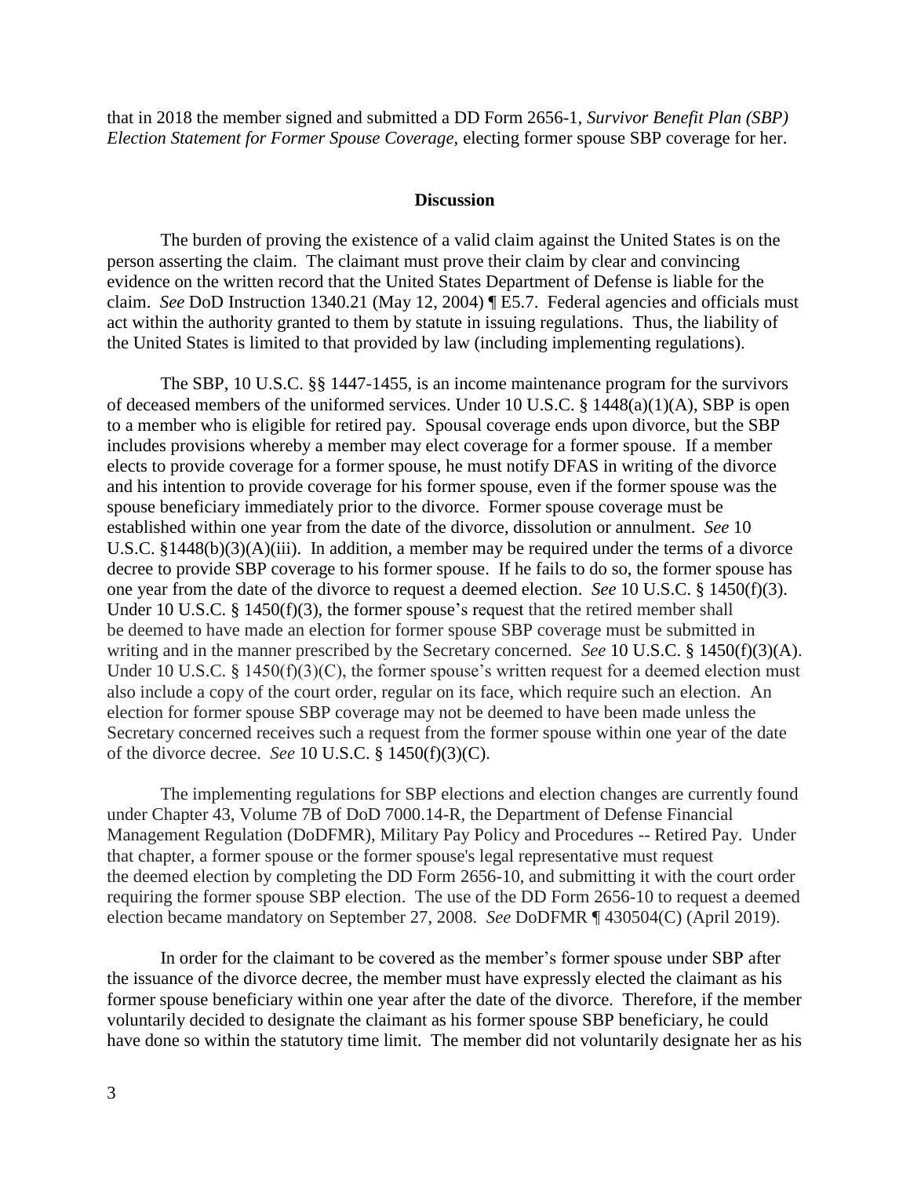that in 2018 the member signed and submitted a DD Form 2656-1, *Survivor Benefit Plan (SBP) Election Statement for Former Spouse Coverage*, electing former spouse SBP coverage for her.

## Discussion

The burden of proving the existence of a valid claim against the United States is on the person asserting the claim. The claimant must prove their claim by clear and convincing evidence on the written record that the United States Department of Defense is liable for the claim. *See* DoD Instruction 1340.21 (May 12, 2004) ¶ E5.7. Federal agencies and officials must act within the authority granted to them by statute in issuing regulations. Thus, the liability of the United States is limited to that provided by law (including implementing regulations).

The SBP, 10 U.S.C. §§ 1447-1455, is an income maintenance program for the survivors of deceased members of the uniformed services. Under 10 U.S.C. § 1448(a)(1)(A), SBP is open to a member who is eligible for retired pay. Spousal coverage ends upon divorce, but the SBP includes provisions whereby a member may elect coverage for a former spouse. If a member elects to provide coverage for a former spouse, he must notify DFAS in writing of the divorce and his intention to provide coverage for his former spouse, even if the former spouse was the spouse beneficiary immediately prior to the divorce. Former spouse coverage must be established within one year from the date of the divorce, dissolution or annulment. *See* 10 U.S.C. §1448(b)(3)(A)(iii). In addition, a member may be required under the terms of a divorce decree to provide SBP coverage to his former spouse. If he fails to do so, the former spouse has one year from the date of the divorce to request a deemed election. *See* 10 U.S.C. § 1450(f)(3). Under 10 U.S.C. § 1450(f)(3), the former spouse's request that the retired member shall be deemed to have made an election for former spouse SBP coverage must be submitted in writing and in the manner prescribed by the Secretary concerned. *See* 10 U.S.C. § 1450(f)(3)(A). Under 10 U.S.C. § 1450(f)(3)(C), the former spouse's written request for a deemed election must also include a copy of the court order, regular on its face, which require such an election. An election for former spouse SBP coverage may not be deemed to have been made unless the Secretary concerned receives such a request from the former spouse within one year of the date of the divorce decree. *See* 10 U.S.C. § 1450(f)(3)(C).

The implementing regulations for SBP elections and election changes are currently found under Chapter 43, Volume 7B of DoD 7000.14-R, the Department of Defense Financial Management Regulation (DoDFMR), Military Pay Policy and Procedures -- Retired Pay. Under that chapter, a former spouse or the former spouse's legal representative must request the deemed election by completing the DD Form 2656-10, and submitting it with the court order requiring the former spouse SBP election. The use of the DD Form 2656-10 to request a deemed election became mandatory on September 27, 2008. *See* DoDFMR ¶ 430504(C) (April 2019).

In order for the claimant to be covered as the member's former spouse under SBP after the issuance of the divorce decree, the member must have expressly elected the claimant as his former spouse beneficiary within one year after the date of the divorce. Therefore, if the member voluntarily decided to designate the claimant as his former spouse SBP beneficiary, he could have done so within the statutory time limit. The member did not voluntarily designate her as his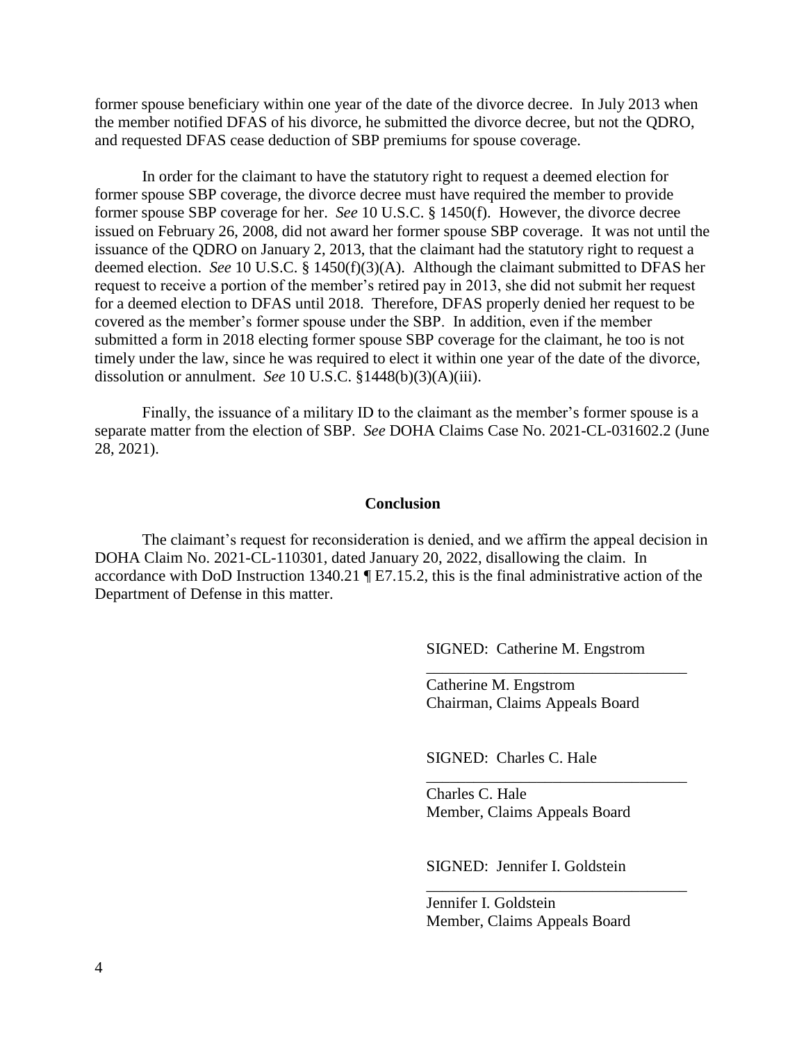former spouse beneficiary within one year of the date of the divorce decree. In July 2013 when the member notified DFAS of his divorce, he submitted the divorce decree, but not the QDRO, and requested DFAS cease deduction of SBP premiums for spouse coverage.

In order for the claimant to have the statutory right to request a deemed election for former spouse SBP coverage, the divorce decree must have required the member to provide former spouse SBP coverage for her. *See* 10 U.S.C. § 1450(f). However, the divorce decree issued on February 26, 2008, did not award her former spouse SBP coverage. It was not until the issuance of the QDRO on January 2, 2013, that the claimant had the statutory right to request a deemed election. *See* 10 U.S.C. § 1450(f)(3)(A). Although the claimant submitted to DFAS her request to receive a portion of the member's retired pay in 2013, she did not submit her request for a deemed election to DFAS until 2018. Therefore, DFAS properly denied her request to be covered as the member's former spouse under the SBP. In addition, even if the member submitted a form in 2018 electing former spouse SBP coverage for the claimant, he too is not timely under the law, since he was required to elect it within one year of the date of the divorce, dissolution or annulment. *See* 10 U.S.C. §1448(b)(3)(A)(iii).

Finally, the issuance of a military ID to the claimant as the member's former spouse is a separate matter from the election of SBP. *See* DOHA Claims Case No. 2021-CL-031602.2 (June 28, 2021).

**Conclusion**

The claimant's request for reconsideration is denied, and we affirm the appeal decision in DOHA Claim No. 2021-CL-110301, dated January 20, 2022, disallowing the claim. In accordance with DoD Instruction 1340.21 ¶ E7.15.2, this is the final administrative action of the Department of Defense in this matter.

SIGNED: Catherine M. Engstrom

Catherine M. Engstrom
Chairman, Claims Appeals Board

SIGNED: Charles C. Hale

Charles C. Hale
Member, Claims Appeals Board

SIGNED: Jennifer I. Goldstein

Jennifer I. Goldstein
Member, Claims Appeals Board